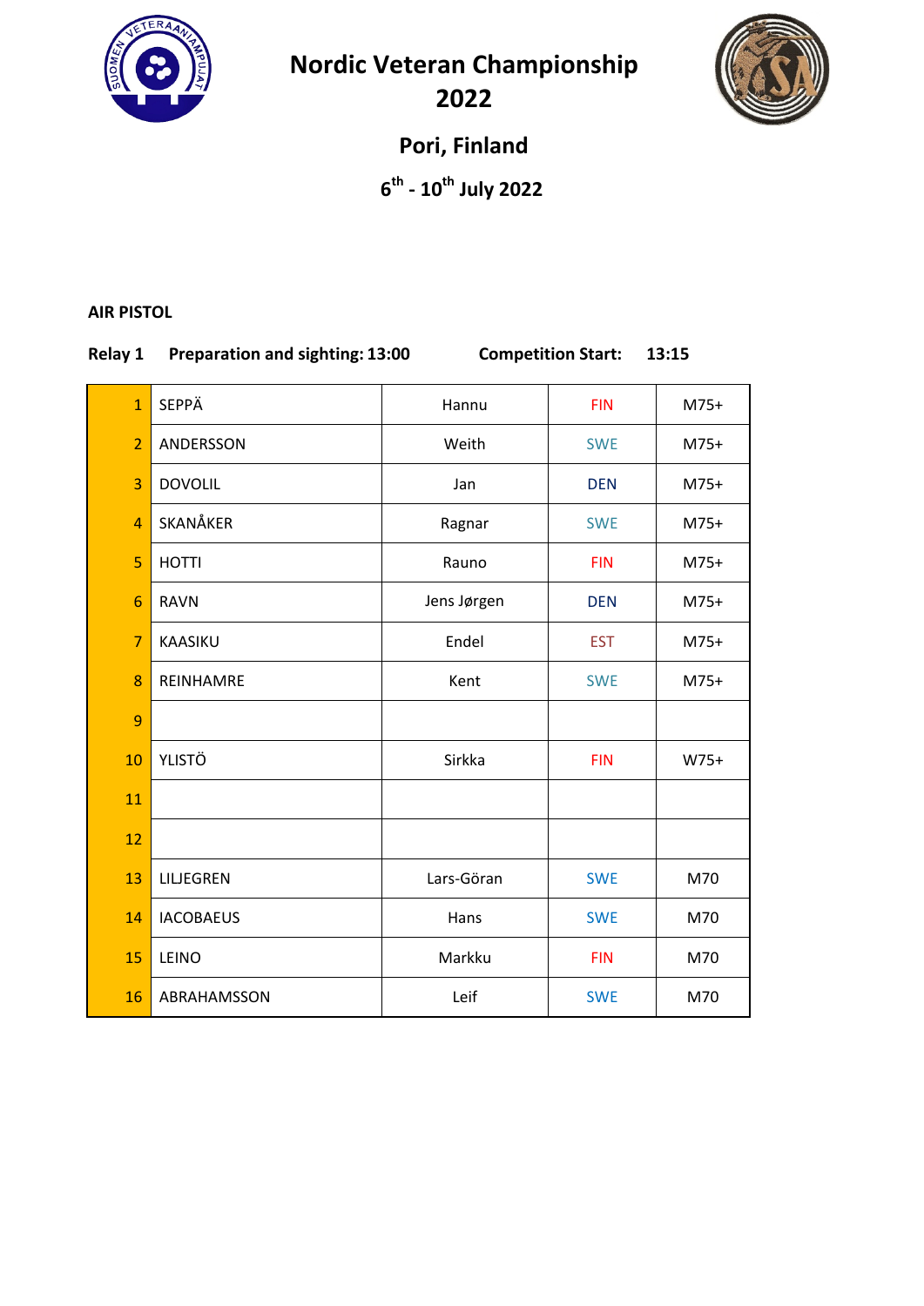# Nordic Veteran Championship 2022

## Pori, Finland

### 6th - 10th July 2022

**AIR PISTOL**

**Relay 1 Preparation and sighting: 13:00 Competition Start: 13:15**

| | | | | |
|---|---|---|---|---|
| 1 | SEPPÄ | Hannu | FIN | M75+ |
| 2 | ANDERSSON | Weith | SWE | M75+ |
| 3 | DOVOLIL | Jan | DEN | M75+ |
| 4 | SKANÅKER | Ragnar | SWE | M75+ |
| 5 | HOTTI | Rauno | FIN | M75+ |
| 6 | RAVN | Jens Jørgen | DEN | M75+ |
| 7 | KAASIKU | Endel | EST | M75+ |
| 8 | REINHAMRE | Kent | SWE | M75+ |
| 9 | | | | |
| 10 | YLISTÖ | Sirkka | FIN | W75+ |
| 11 | | | | |
| 12 | | | | |
| 13 | LILJEGREN | Lars-Göran | SWE | M70 |
| 14 | IACOBAEUS | Hans | SWE | M70 |
| 15 | LEINO | Markku | FIN | M70 |
| 16 | ABRAHAMSSON | Leif | SWE | M70 |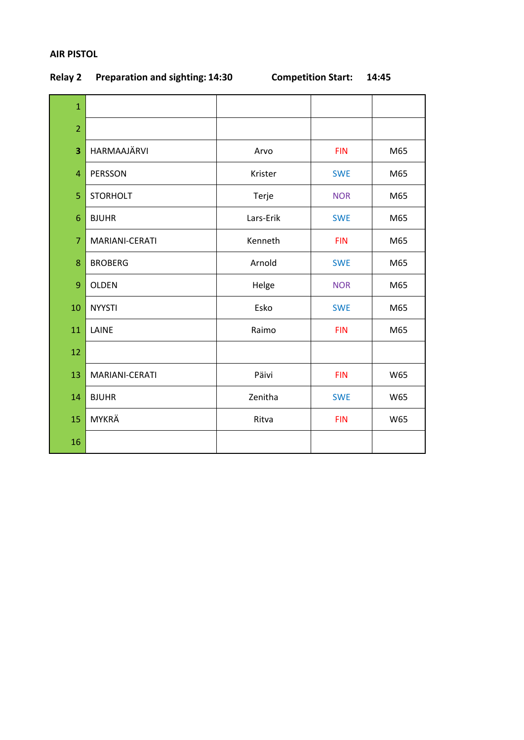**AIR PISTOL**

**Relay 2 Preparation and sighting: 14:30 Competition Start: 14:45**

| | | | | |
|---|---|---|---|---|
| 1 | | | | |
| 2 | | | | |
| **3** | HARMAAJÄRVI | Arvo | FIN | M65 |
| 4 | PERSSON | Krister | SWE | M65 |
| 5 | STORHOLT | Terje | NOR | M65 |
| 6 | BJUHR | Lars-Erik | SWE | M65 |
| 7 | MARIANI-CERATI | Kenneth | FIN | M65 |
| 8 | BROBERG | Arnold | SWE | M65 |
| 9 | OLDEN | Helge | NOR | M65 |
| 10 | NYYSTI | Esko | SWE | M65 |
| 11 | LAINE | Raimo | FIN | M65 |
| 12 | | | | |
| 13 | MARIANI-CERATI | Päivi | FIN | W65 |
| 14 | BJUHR | Zenitha | SWE | W65 |
| 15 | MYKRÄ | Ritva | FIN | W65 |
| 16 | | | | |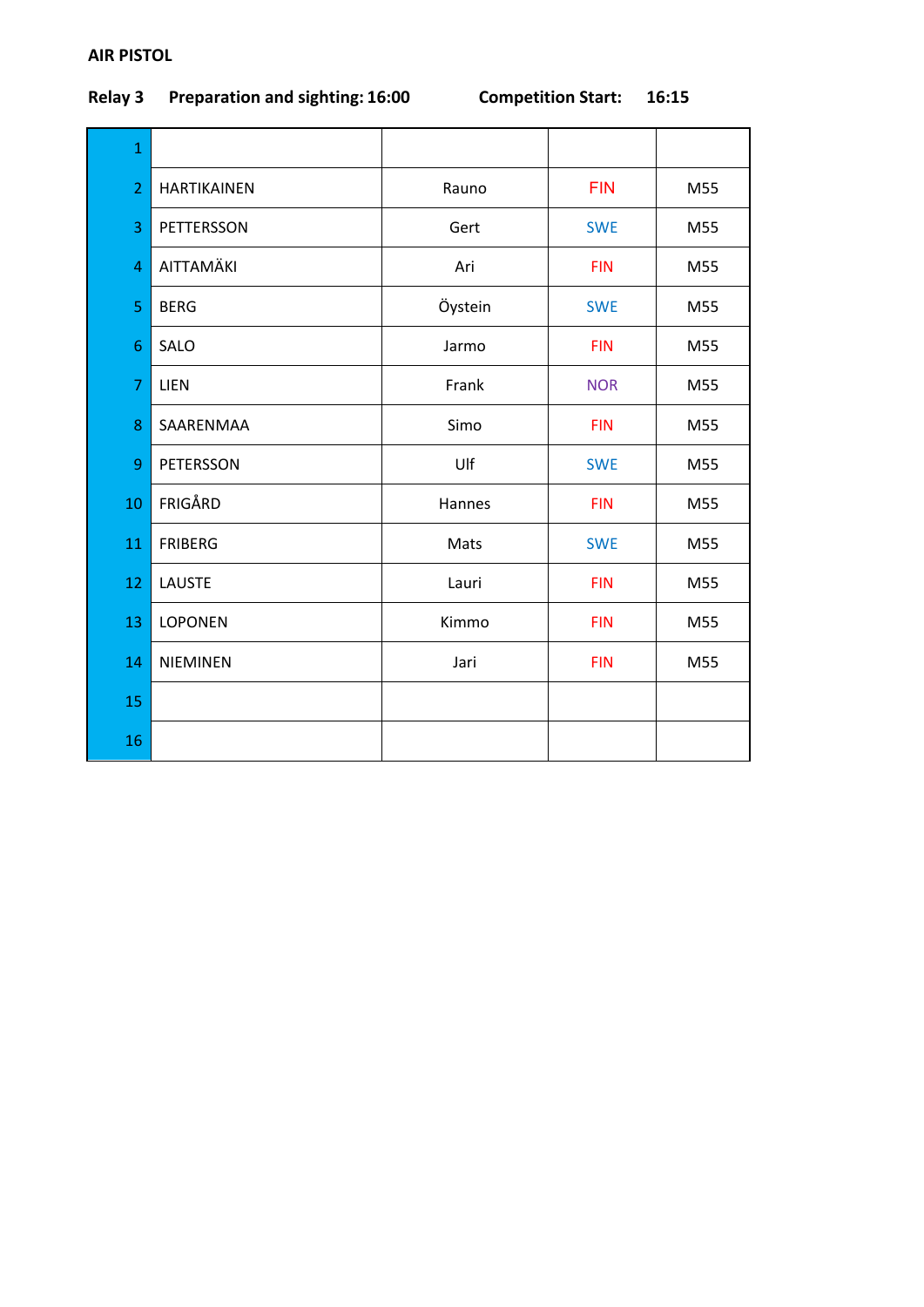**AIR PISTOL**

**Relay 3 Preparation and sighting: 16:00 Competition Start: 16:15**

| | | | | |
|---|---|---|---|---|
| 1 | | | | |
| 2 | HARTIKAINEN | Rauno | FIN | M55 |
| 3 | PETTERSSON | Gert | SWE | M55 |
| 4 | AITTAMÄKI | Ari | FIN | M55 |
| 5 | BERG | Öystein | SWE | M55 |
| 6 | SALO | Jarmo | FIN | M55 |
| 7 | LIEN | Frank | NOR | M55 |
| 8 | SAARENMAA | Simo | FIN | M55 |
| 9 | PETERSSON | Ulf | SWE | M55 |
| 10 | FRIGÅRD | Hannes | FIN | M55 |
| 11 | FRIBERG | Mats | SWE | M55 |
| 12 | LAUSTE | Lauri | FIN | M55 |
| 13 | LOPONEN | Kimmo | FIN | M55 |
| 14 | NIEMINEN | Jari | FIN | M55 |
| 15 | | | | |
| 16 | | | | |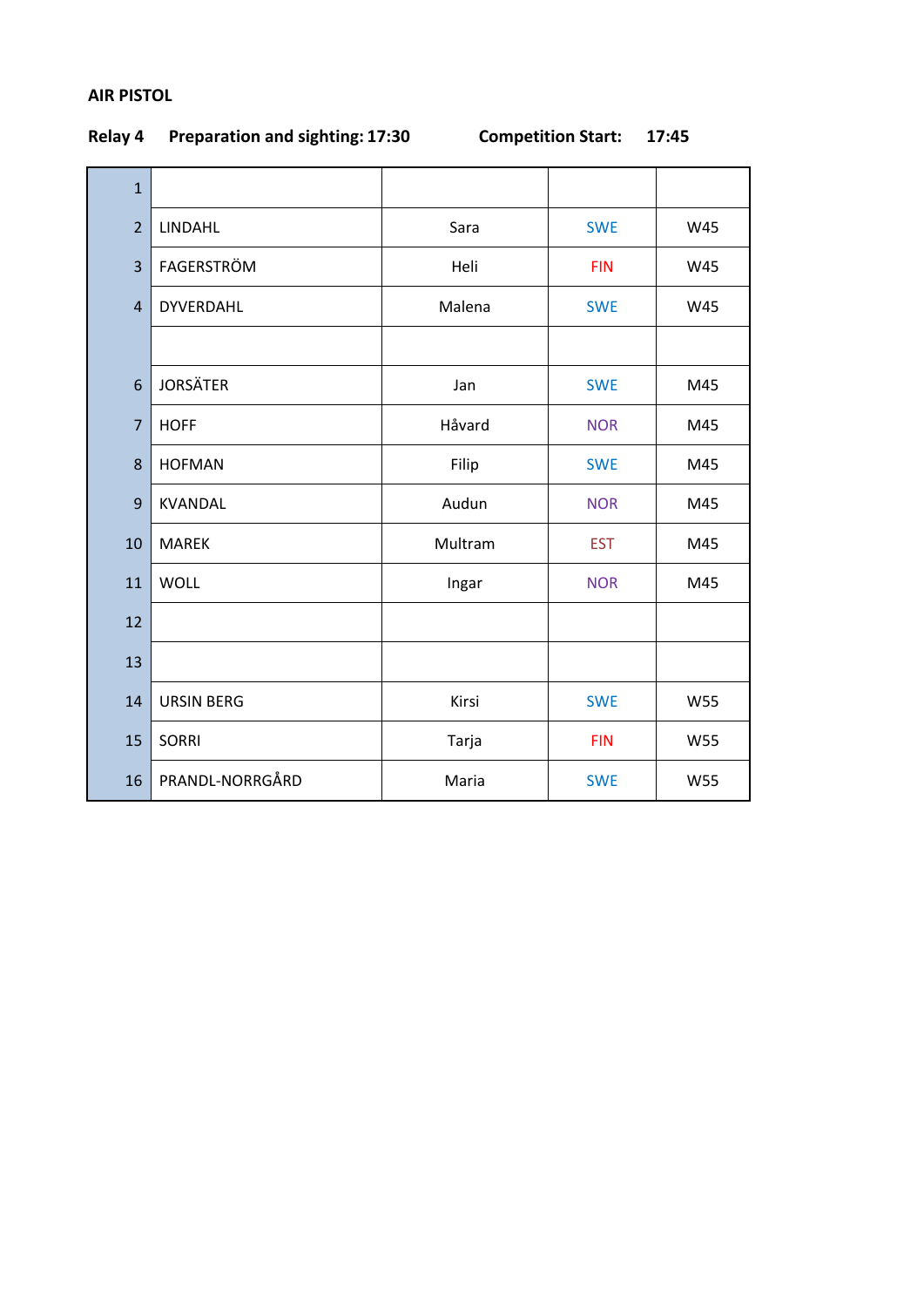**AIR PISTOL**

**Relay 4** **Preparation and sighting: 17:30** **Competition Start: 17:45**

| | | | | |
|---|---|---|---|---|
| 1 | | | | |
| 2 | LINDAHL | Sara | SWE | W45 |
| 3 | FAGERSTRÖM | Heli | FIN | W45 |
| 4 | DYVERDAHL | Malena | SWE | W45 |
| | | | | |
| 6 | JORSÄTER | Jan | SWE | M45 |
| 7 | HOFF | Håvard | NOR | M45 |
| 8 | HOFMAN | Filip | SWE | M45 |
| 9 | KVANDAL | Audun | NOR | M45 |
| 10 | MAREK | Multram | EST | M45 |
| 11 | WOLL | Ingar | NOR | M45 |
| 12 | | | | |
| 13 | | | | |
| 14 | URSIN BERG | Kirsi | SWE | W55 |
| 15 | SORRI | Tarja | FIN | W55 |
| 16 | PRANDL-NORRGÅRD | Maria | SWE | W55 |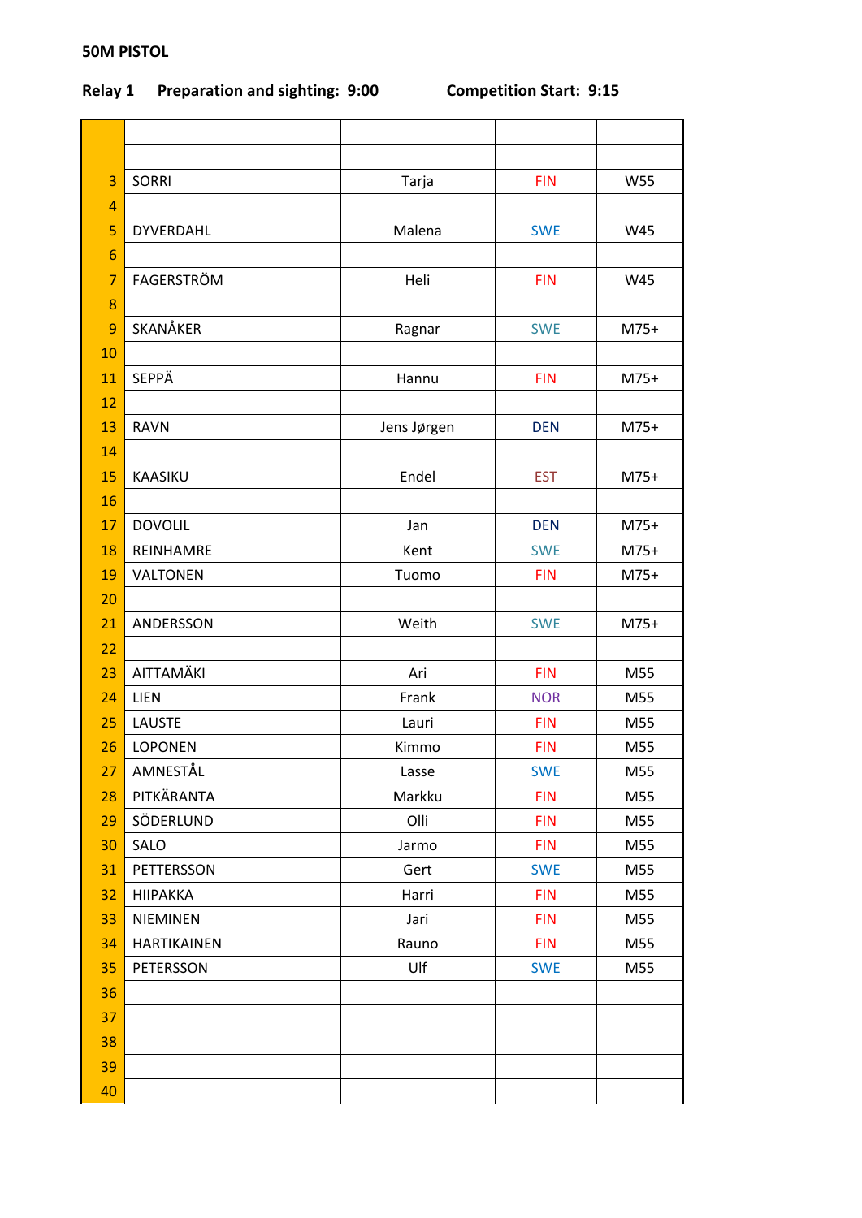**50M PISTOL**

**Relay 1 Preparation and sighting: 9:00 Competition Start: 9:15**

| | | | | |
|---|---|---|---|---|
| | | | | |
| | | | | |
| 3 | SORRI | Tarja | FIN | W55 |
| 4 | | | | |
| 5 | DYVERDAHL | Malena | SWE | W45 |
| 6 | | | | |
| 7 | FAGERSTRÖM | Heli | FIN | W45 |
| 8 | | | | |
| 9 | SKANÅKER | Ragnar | SWE | M75+ |
| 10 | | | | |
| 11 | SEPPÄ | Hannu | FIN | M75+ |
| 12 | | | | |
| 13 | RAVN | Jens Jørgen | DEN | M75+ |
| 14 | | | | |
| 15 | KAASIKU | Endel | EST | M75+ |
| 16 | | | | |
| 17 | DOVOLIL | Jan | DEN | M75+ |
| 18 | REINHAMRE | Kent | SWE | M75+ |
| 19 | VALTONEN | Tuomo | FIN | M75+ |
| 20 | | | | |
| 21 | ANDERSSON | Weith | SWE | M75+ |
| 22 | | | | |
| 23 | AITTAMÄKI | Ari | FIN | M55 |
| 24 | LIEN | Frank | NOR | M55 |
| 25 | LAUSTE | Lauri | FIN | M55 |
| 26 | LOPONEN | Kimmo | FIN | M55 |
| 27 | AMNESTÅL | Lasse | SWE | M55 |
| 28 | PITKÄRANTA | Markku | FIN | M55 |
| 29 | SÖDERLUND | Olli | FIN | M55 |
| 30 | SALO | Jarmo | FIN | M55 |
| 31 | PETTERSSON | Gert | SWE | M55 |
| 32 | HIIPAKKA | Harri | FIN | M55 |
| 33 | NIEMINEN | Jari | FIN | M55 |
| 34 | HARTIKAINEN | Rauno | FIN | M55 |
| 35 | PETERSSON | Ulf | SWE | M55 |
| 36 | | | | |
| 37 | | | | |
| 38 | | | | |
| 39 | | | | |
| 40 | | | | |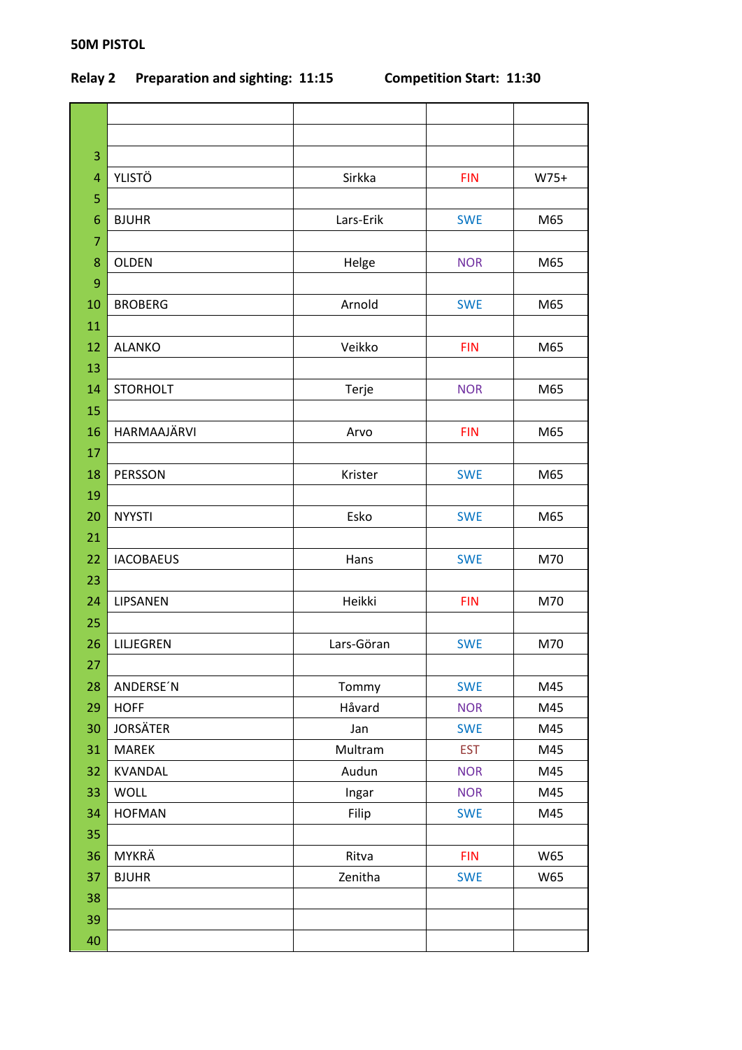**50M PISTOL**

**Relay 2 Preparation and sighting: 11:15 Competition Start: 11:30**

| | | | | |
|---|---|---|---|---|
| | | | | |
| | | | | |
| 3 | | | | |
| 4 | YLISTÖ | Sirkka | FIN | W75+ |
| 5 | | | | |
| 6 | BJUHR | Lars-Erik | SWE | M65 |
| 7 | | | | |
| 8 | OLDEN | Helge | NOR | M65 |
| 9 | | | | |
| 10 | BROBERG | Arnold | SWE | M65 |
| 11 | | | | |
| 12 | ALANKO | Veikko | FIN | M65 |
| 13 | | | | |
| 14 | STORHOLT | Terje | NOR | M65 |
| 15 | | | | |
| 16 | HARMAAJÄRVI | Arvo | FIN | M65 |
| 17 | | | | |
| 18 | PERSSON | Krister | SWE | M65 |
| 19 | | | | |
| 20 | NYYSTI | Esko | SWE | M65 |
| 21 | | | | |
| 22 | IACOBAEUS | Hans | SWE | M70 |
| 23 | | | | |
| 24 | LIPSANEN | Heikki | FIN | M70 |
| 25 | | | | |
| 26 | LILJEGREN | Lars-Göran | SWE | M70 |
| 27 | | | | |
| 28 | ANDERSE´N | Tommy | SWE | M45 |
| 29 | HOFF | Håvard | NOR | M45 |
| 30 | JORSÄTER | Jan | SWE | M45 |
| 31 | MAREK | Multram | EST | M45 |
| 32 | KVANDAL | Audun | NOR | M45 |
| 33 | WOLL | Ingar | NOR | M45 |
| 34 | HOFMAN | Filip | SWE | M45 |
| 35 | | | | |
| 36 | MYKRÄ | Ritva | FIN | W65 |
| 37 | BJUHR | Zenitha | SWE | W65 |
| 38 | | | | |
| 39 | | | | |
| 40 | | | | |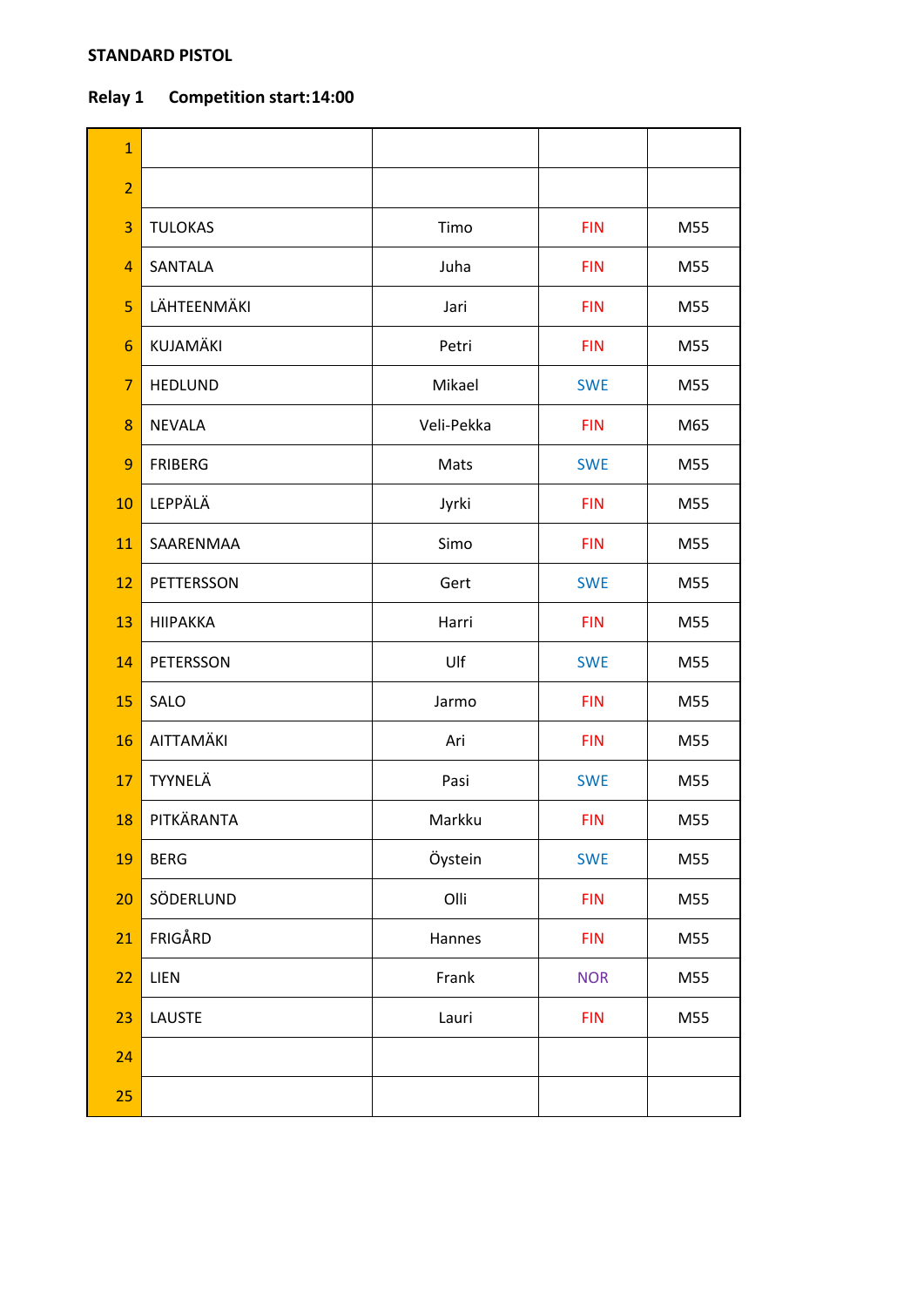**STANDARD PISTOL**

**Relay 1 Competition start:14:00**

| | | | | |
|---|---|---|---|---|
| 1 | | | | |
| 2 | | | | |
| 3 | TULOKAS | Timo | FIN | M55 |
| 4 | SANTALA | Juha | FIN | M55 |
| 5 | LÄHTEENMÄKI | Jari | FIN | M55 |
| 6 | KUJAMÄKI | Petri | FIN | M55 |
| 7 | HEDLUND | Mikael | SWE | M55 |
| 8 | NEVALA | Veli-Pekka | FIN | M65 |
| 9 | FRIBERG | Mats | SWE | M55 |
| 10 | LEPPÄLÄ | Jyrki | FIN | M55 |
| 11 | SAARENMAA | Simo | FIN | M55 |
| 12 | PETTERSSON | Gert | SWE | M55 |
| 13 | HIIPAKKA | Harri | FIN | M55 |
| 14 | PETERSSON | Ulf | SWE | M55 |
| 15 | SALO | Jarmo | FIN | M55 |
| 16 | AITTAMÄKI | Ari | FIN | M55 |
| 17 | TYYNELÄ | Pasi | SWE | M55 |
| 18 | PITKÄRANTA | Markku | FIN | M55 |
| 19 | BERG | Öystein | SWE | M55 |
| 20 | SÖDERLUND | Olli | FIN | M55 |
| 21 | FRIGÅRD | Hannes | FIN | M55 |
| 22 | LIEN | Frank | NOR | M55 |
| 23 | LAUSTE | Lauri | FIN | M55 |
| 24 | | | | |
| 25 | | | | |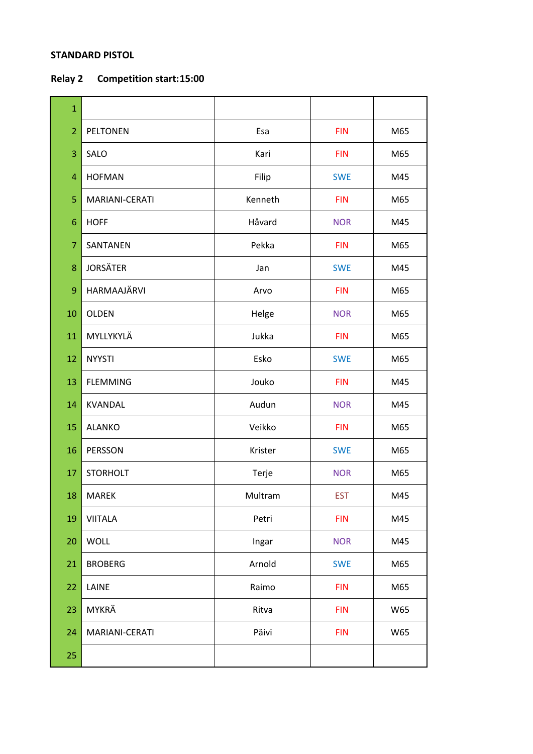**STANDARD PISTOL**

**Relay 2 Competition start:15:00**

| | | | | |
|---|---|---|---|---|
| 1 | | | | |
| 2 | PELTONEN | Esa | FIN | M65 |
| 3 | SALO | Kari | FIN | M65 |
| 4 | HOFMAN | Filip | SWE | M45 |
| 5 | MARIANI-CERATI | Kenneth | FIN | M65 |
| 6 | HOFF | Håvard | NOR | M45 |
| 7 | SANTANEN | Pekka | FIN | M65 |
| 8 | JORSÄTER | Jan | SWE | M45 |
| 9 | HARMAAJÄRVI | Arvo | FIN | M65 |
| 10 | OLDEN | Helge | NOR | M65 |
| 11 | MYLLYKYLÄ | Jukka | FIN | M65 |
| 12 | NYYSTI | Esko | SWE | M65 |
| 13 | FLEMMING | Jouko | FIN | M45 |
| 14 | KVANDAL | Audun | NOR | M45 |
| 15 | ALANKO | Veikko | FIN | M65 |
| 16 | PERSSON | Krister | SWE | M65 |
| 17 | STORHOLT | Terje | NOR | M65 |
| 18 | MAREK | Multram | EST | M45 |
| 19 | VIITALA | Petri | FIN | M45 |
| 20 | WOLL | Ingar | NOR | M45 |
| 21 | BROBERG | Arnold | SWE | M65 |
| 22 | LAINE | Raimo | FIN | M65 |
| 23 | MYKRÄ | Ritva | FIN | W65 |
| 24 | MARIANI-CERATI | Päivi | FIN | W65 |
| 25 | | | | |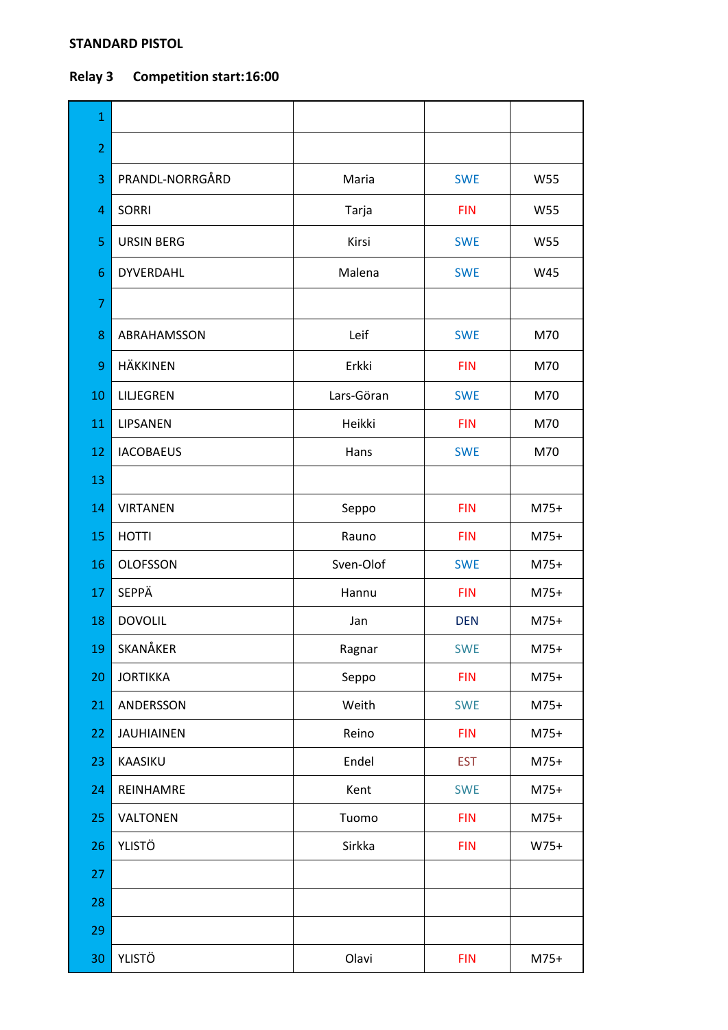**STANDARD PISTOL**

**Relay 3 Competition start:16:00**

| | | | | |
|---|---|---|---|---|
| 1 | | | | |
| 2 | | | | |
| 3 | PRANDL-NORRGÅRD | Maria | SWE | W55 |
| 4 | SORRI | Tarja | FIN | W55 |
| 5 | URSIN BERG | Kirsi | SWE | W55 |
| 6 | DYVERDAHL | Malena | SWE | W45 |
| 7 | | | | |
| 8 | ABRAHAMSSON | Leif | SWE | M70 |
| 9 | HÄKKINEN | Erkki | FIN | M70 |
| 10 | LILJEGREN | Lars-Göran | SWE | M70 |
| 11 | LIPSANEN | Heikki | FIN | M70 |
| 12 | IACOBAEUS | Hans | SWE | M70 |
| 13 | | | | |
| 14 | VIRTANEN | Seppo | FIN | M75+ |
| 15 | HOTTI | Rauno | FIN | M75+ |
| 16 | OLOFSSON | Sven-Olof | SWE | M75+ |
| 17 | SEPPÄ | Hannu | FIN | M75+ |
| 18 | DOVOLIL | Jan | DEN | M75+ |
| 19 | SKANÅKER | Ragnar | SWE | M75+ |
| 20 | JORTIKKA | Seppo | FIN | M75+ |
| 21 | ANDERSSON | Weith | SWE | M75+ |
| 22 | JAUHIAINEN | Reino | FIN | M75+ |
| 23 | KAASIKU | Endel | EST | M75+ |
| 24 | REINHAMRE | Kent | SWE | M75+ |
| 25 | VALTONEN | Tuomo | FIN | M75+ |
| 26 | YLISTÖ | Sirkka | FIN | W75+ |
| 27 | | | | |
| 28 | | | | |
| 29 | | | | |
| 30 | YLISTÖ | Olavi | FIN | M75+ |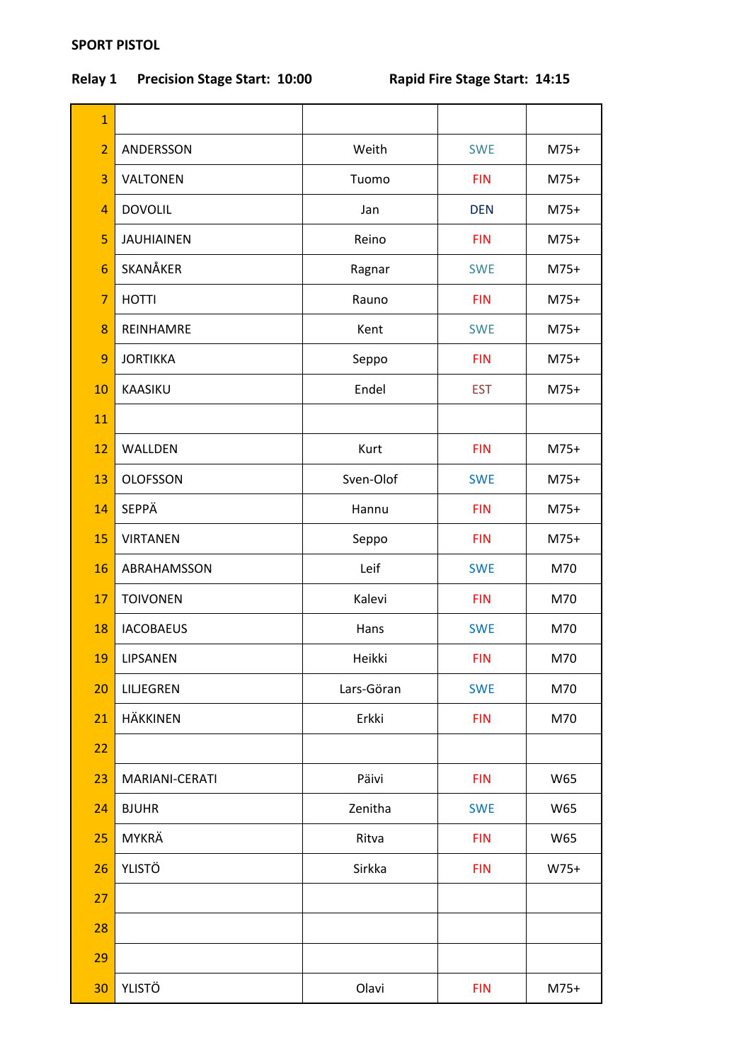**SPORT PISTOL**

**Relay 1 Precision Stage Start: 10:00 Rapid Fire Stage Start: 14:15**

| | | | | |
|---|---|---|---|---|
| 1 | | | | |
| 2 | ANDERSSON | Weith | SWE | M75+ |
| 3 | VALTONEN | Tuomo | FIN | M75+ |
| 4 | DOVOLIL | Jan | DEN | M75+ |
| 5 | JAUHIAINEN | Reino | FIN | M75+ |
| 6 | SKANÅKER | Ragnar | SWE | M75+ |
| 7 | HOTTI | Rauno | FIN | M75+ |
| 8 | REINHAMRE | Kent | SWE | M75+ |
| 9 | JORTIKKA | Seppo | FIN | M75+ |
| 10 | KAASIKU | Endel | EST | M75+ |
| 11 | | | | |
| 12 | WALLDEN | Kurt | FIN | M75+ |
| 13 | OLOFSSON | Sven-Olof | SWE | M75+ |
| 14 | SEPPÄ | Hannu | FIN | M75+ |
| 15 | VIRTANEN | Seppo | FIN | M75+ |
| 16 | ABRAHAMSSON | Leif | SWE | M70 |
| 17 | TOIVONEN | Kalevi | FIN | M70 |
| 18 | IACOBAEUS | Hans | SWE | M70 |
| 19 | LIPSANEN | Heikki | FIN | M70 |
| 20 | LILJEGREN | Lars-Göran | SWE | M70 |
| 21 | HÄKKINEN | Erkki | FIN | M70 |
| 22 | | | | |
| 23 | MARIANI-CERATI | Päivi | FIN | W65 |
| 24 | BJUHR | Zenitha | SWE | W65 |
| 25 | MYKRÄ | Ritva | FIN | W65 |
| 26 | YLISTÖ | Sirkka | FIN | W75+ |
| 27 | | | | |
| 28 | | | | |
| 29 | | | | |
| 30 | YLISTÖ | Olavi | FIN | M75+ |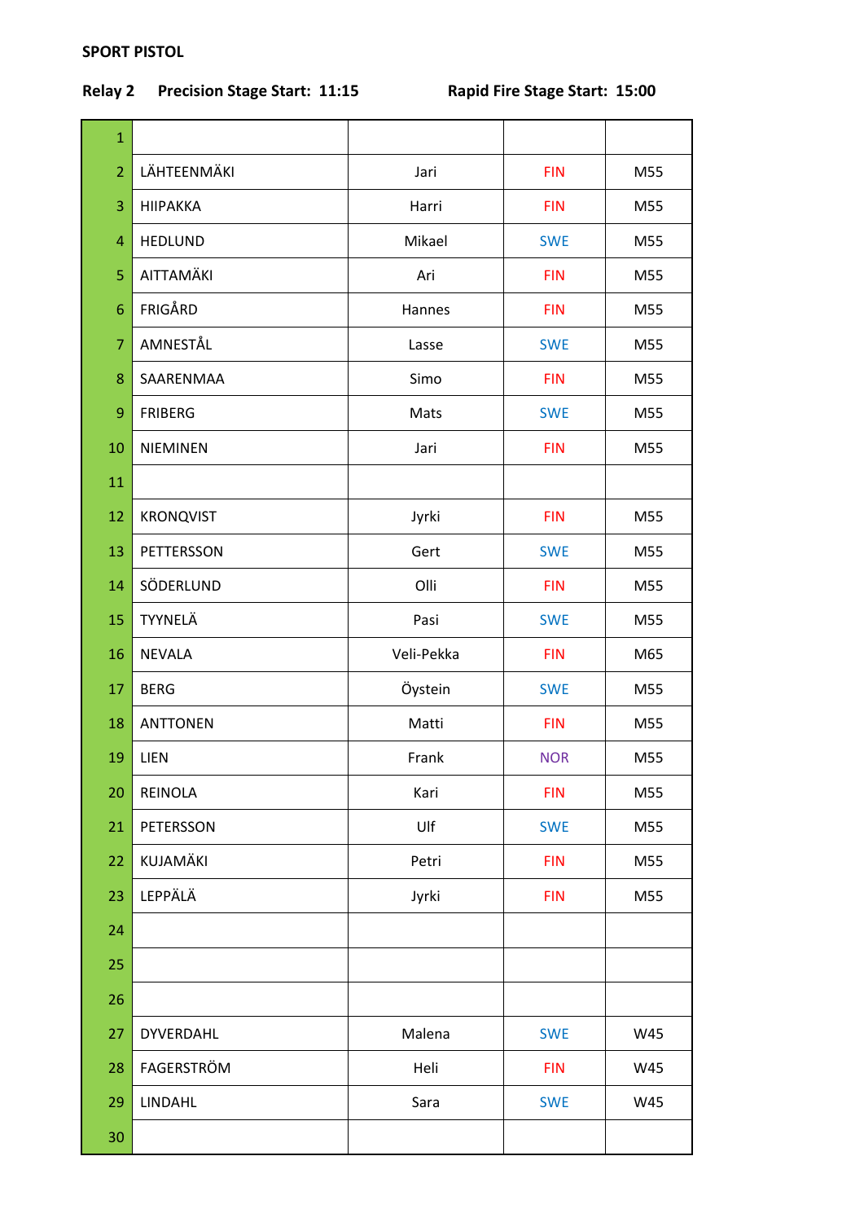**SPORT PISTOL**

**Relay 2 Precision Stage Start: 11:15 Rapid Fire Stage Start: 15:00**

| | | | | |
|---|---|---|---|---|
| 1 | | | | |
| 2 | LÄHTEENMÄKI | Jari | FIN | M55 |
| 3 | HIIPAKKA | Harri | FIN | M55 |
| 4 | HEDLUND | Mikael | SWE | M55 |
| 5 | AITTAMÄKI | Ari | FIN | M55 |
| 6 | FRIGÅRD | Hannes | FIN | M55 |
| 7 | AMNESTÅL | Lasse | SWE | M55 |
| 8 | SAARENMAA | Simo | FIN | M55 |
| 9 | FRIBERG | Mats | SWE | M55 |
| 10 | NIEMINEN | Jari | FIN | M55 |
| 11 | | | | |
| 12 | KRONQVIST | Jyrki | FIN | M55 |
| 13 | PETTERSSON | Gert | SWE | M55 |
| 14 | SÖDERLUND | Olli | FIN | M55 |
| 15 | TYYNELÄ | Pasi | SWE | M55 |
| 16 | NEVALA | Veli-Pekka | FIN | M65 |
| 17 | BERG | Öystein | SWE | M55 |
| 18 | ANTTONEN | Matti | FIN | M55 |
| 19 | LIEN | Frank | NOR | M55 |
| 20 | REINOLA | Kari | FIN | M55 |
| 21 | PETERSSON | Ulf | SWE | M55 |
| 22 | KUJAMÄKI | Petri | FIN | M55 |
| 23 | LEPPÄLÄ | Jyrki | FIN | M55 |
| 24 | | | | |
| 25 | | | | |
| 26 | | | | |
| 27 | DYVERDAHL | Malena | SWE | W45 |
| 28 | FAGERSTRÖM | Heli | FIN | W45 |
| 29 | LINDAHL | Sara | SWE | W45 |
| 30 | | | | |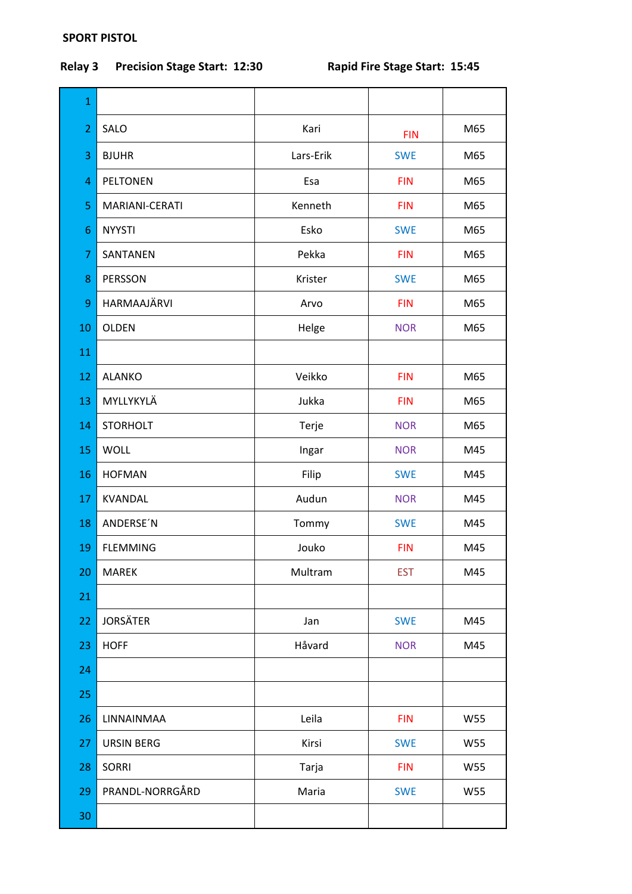**SPORT PISTOL**

**Relay 3 Precision Stage Start: 12:30 Rapid Fire Stage Start: 15:45**

| | | | | |
|---|---|---|---|---|
| 1 | | | | |
| 2 | SALO | Kari | FIN | M65 |
| 3 | BJUHR | Lars-Erik | SWE | M65 |
| 4 | PELTONEN | Esa | FIN | M65 |
| 5 | MARIANI-CERATI | Kenneth | FIN | M65 |
| 6 | NYYSTI | Esko | SWE | M65 |
| 7 | SANTANEN | Pekka | FIN | M65 |
| 8 | PERSSON | Krister | SWE | M65 |
| 9 | HARMAAJÄRVI | Arvo | FIN | M65 |
| 10 | OLDEN | Helge | NOR | M65 |
| 11 | | | | |
| 12 | ALANKO | Veikko | FIN | M65 |
| 13 | MYLLYKYLÄ | Jukka | FIN | M65 |
| 14 | STORHOLT | Terje | NOR | M65 |
| 15 | WOLL | Ingar | NOR | M45 |
| 16 | HOFMAN | Filip | SWE | M45 |
| 17 | KVANDAL | Audun | NOR | M45 |
| 18 | ANDERSE´N | Tommy | SWE | M45 |
| 19 | FLEMMING | Jouko | FIN | M45 |
| 20 | MAREK | Multram | EST | M45 |
| 21 | | | | |
| 22 | JORSÄTER | Jan | SWE | M45 |
| 23 | HOFF | Håvard | NOR | M45 |
| 24 | | | | |
| 25 | | | | |
| 26 | LINNAINMAA | Leila | FIN | W55 |
| 27 | URSIN BERG | Kirsi | SWE | W55 |
| 28 | SORRI | Tarja | FIN | W55 |
| 29 | PRANDL-NORRGÅRD | Maria | SWE | W55 |
| 30 | | | | |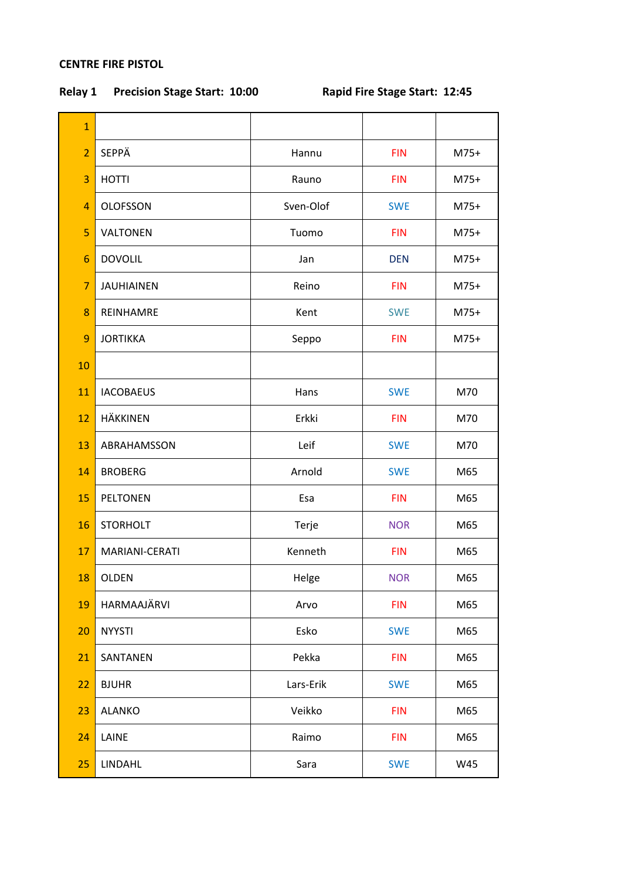**CENTRE FIRE PISTOL**

**Relay 1 Precision Stage Start: 10:00 Rapid Fire Stage Start: 12:45**

| | | | | |
|---|---|---|---|---|
| 1 | | | | |
| 2 | SEPPÄ | Hannu | FIN | M75+ |
| 3 | HOTTI | Rauno | FIN | M75+ |
| 4 | OLOFSSON | Sven-Olof | SWE | M75+ |
| 5 | VALTONEN | Tuomo | FIN | M75+ |
| 6 | DOVOLIL | Jan | DEN | M75+ |
| 7 | JAUHIAINEN | Reino | FIN | M75+ |
| 8 | REINHAMRE | Kent | SWE | M75+ |
| 9 | JORTIKKA | Seppo | FIN | M75+ |
| 10 | | | | |
| 11 | IACOBAEUS | Hans | SWE | M70 |
| 12 | HÄKKINEN | Erkki | FIN | M70 |
| 13 | ABRAHAMSSON | Leif | SWE | M70 |
| 14 | BROBERG | Arnold | SWE | M65 |
| 15 | PELTONEN | Esa | FIN | M65 |
| 16 | STORHOLT | Terje | NOR | M65 |
| 17 | MARIANI-CERATI | Kenneth | FIN | M65 |
| 18 | OLDEN | Helge | NOR | M65 |
| 19 | HARMAAJÄRVI | Arvo | FIN | M65 |
| 20 | NYYSTI | Esko | SWE | M65 |
| 21 | SANTANEN | Pekka | FIN | M65 |
| 22 | BJUHR | Lars-Erik | SWE | M65 |
| 23 | ALANKO | Veikko | FIN | M65 |
| 24 | LAINE | Raimo | FIN | M65 |
| 25 | LINDAHL | Sara | SWE | W45 |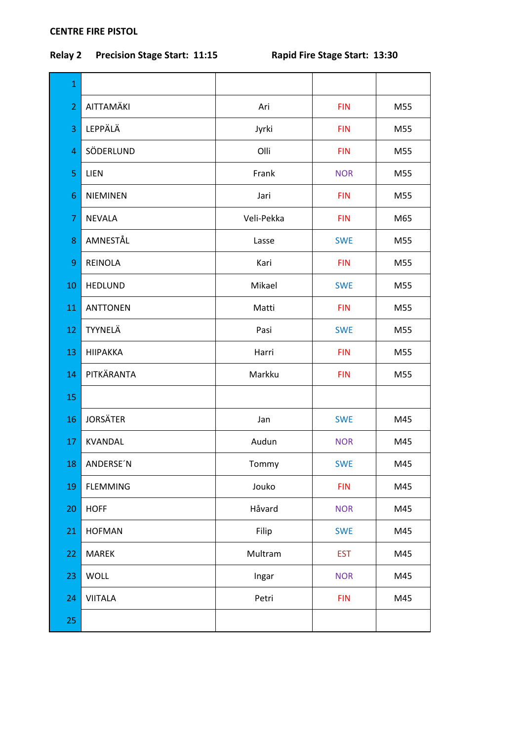**CENTRE FIRE PISTOL**

**Relay 2 Precision Stage Start: 11:15 Rapid Fire Stage Start: 13:30**

| | | | | |
|---|---|---|---|---|
| 1 | | | | |
| 2 | AITTAMÄKI | Ari | FIN | M55 |
| 3 | LEPPÄLÄ | Jyrki | FIN | M55 |
| 4 | SÖDERLUND | Olli | FIN | M55 |
| 5 | LIEN | Frank | NOR | M55 |
| 6 | NIEMINEN | Jari | FIN | M55 |
| 7 | NEVALA | Veli-Pekka | FIN | M65 |
| 8 | AMNESTÅL | Lasse | SWE | M55 |
| 9 | REINOLA | Kari | FIN | M55 |
| 10 | HEDLUND | Mikael | SWE | M55 |
| 11 | ANTTONEN | Matti | FIN | M55 |
| 12 | TYYNELÄ | Pasi | SWE | M55 |
| 13 | HIIPAKKA | Harri | FIN | M55 |
| 14 | PITKÄRANTA | Markku | FIN | M55 |
| 15 | | | | |
| 16 | JORSÄTER | Jan | SWE | M45 |
| 17 | KVANDAL | Audun | NOR | M45 |
| 18 | ANDERSE´N | Tommy | SWE | M45 |
| 19 | FLEMMING | Jouko | FIN | M45 |
| 20 | HOFF | Håvard | NOR | M45 |
| 21 | HOFMAN | Filip | SWE | M45 |
| 22 | MAREK | Multram | EST | M45 |
| 23 | WOLL | Ingar | NOR | M45 |
| 24 | VIITALA | Petri | FIN | M45 |
| 25 | | | | |